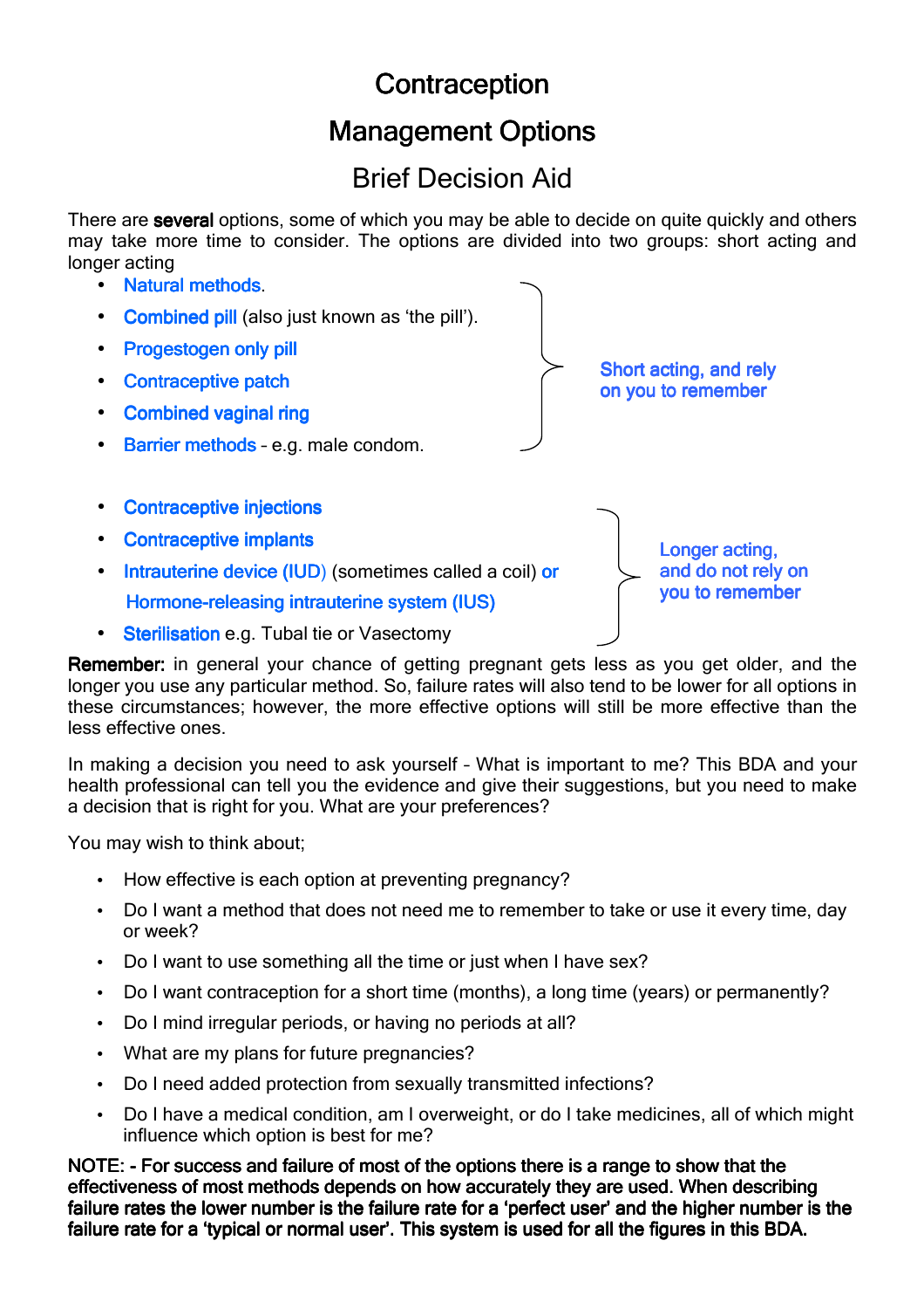# Contraception

## Management Options

## Brief Decision Aid

There are **several** options, some of which you may be able to decide on quite quickly and others may take more time to consider. The options are divided into two groups: short acting and longer acting

**Short acting, and rely on you to remember:**

- Natural methods.
- Combined pill (also just known as 'the pill').
- Progestogen only pill
- Contraceptive patch
- Combined vaginal ring
- Barrier methods – e.g. male condom.

**Longer acting, and do not rely on you to remember:**

- Contraceptive injections
- Contraceptive implants
- Intrauterine device (IUD) (sometimes called a coil) or Hormone-releasing intrauterine system (IUS)
- Sterilisation e.g. Tubal tie or Vasectomy

**Remember:** in general your chance of getting pregnant gets less as you get older, and the longer you use any particular method. So, failure rates will also tend to be lower for all options in these circumstances; however, the more effective options will still be more effective than the less effective ones.

In making a decision you need to ask yourself – What is important to me? This BDA and your health professional can tell you the evidence and give their suggestions, but you need to make a decision that is right for you. What are your preferences?

You may wish to think about;

- How effective is each option at preventing pregnancy?
- Do I want a method that does not need me to remember to take or use it every time, day or week?
- Do I want to use something all the time or just when I have sex?
- Do I want contraception for a short time (months), a long time (years) or permanently?
- Do I mind irregular periods, or having no periods at all?
- What are my plans for future pregnancies?
- Do I need added protection from sexually transmitted infections?
- Do I have a medical condition, am I overweight, or do I take medicines, all of which might influence which option is best for me?

**NOTE: - For success and failure of most of the options there is a range to show that the effectiveness of most methods depends on how accurately they are used. When describing failure rates the lower number is the failure rate for a 'perfect user' and the higher number is the failure rate for a 'typical or normal user'. This system is used for all the figures in this BDA.**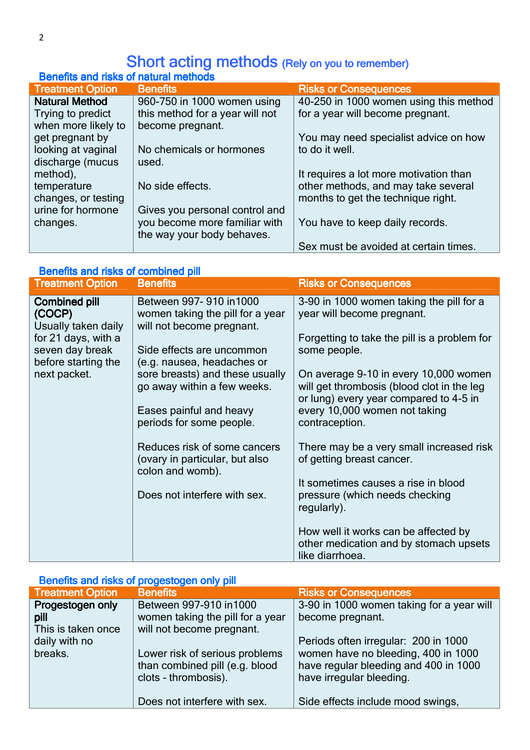# Short acting methods (Rely on you to remember)

## Benefits and risks of natural methods

| Treatment Option | Benefits | Risks or Consequences |
|---|---|---|
| **Natural Method**<br>Trying to predict when more likely to get pregnant by looking at vaginal discharge (mucus method), temperature changes, or testing urine for hormone changes. | 960-750 in 1000 women using this method for a year will not become pregnant.<br><br>No chemicals or hormones used.<br><br>No side effects.<br><br>Gives you personal control and you become more familiar with the way your body behaves. | 40-250 in 1000 women using this method for a year will become pregnant.<br><br>You may need specialist advice on how to do it well.<br><br>It requires a lot more motivation than other methods, and may take several months to get the technique right.<br><br>You have to keep daily records.<br><br>Sex must be avoided at certain times. |

## Benefits and risks of combined pill

| Treatment Option | Benefits | Risks or Consequences |
|---|---|---|
| **Combined pill (COCP)**<br>Usually taken daily for 21 days, with a seven day break before starting the next packet. | Between 997- 910 in1000 women taking the pill for a year will not become pregnant.<br><br>Side effects are uncommon (e.g. nausea, headaches or sore breasts) and these usually go away within a few weeks.<br><br>Eases painful and heavy periods for some people.<br><br>Reduces risk of some cancers (ovary in particular, but also colon and womb).<br><br>Does not interfere with sex. | 3-90 in 1000 women taking the pill for a year will become pregnant.<br><br>Forgetting to take the pill is a problem for some people.<br><br>On average 9-10 in every 10,000 women will get thrombosis (blood clot in the leg or lung) every year compared to 4-5 in every 10,000 women not taking contraception.<br><br>There may be a very small increased risk of getting breast cancer.<br><br>It sometimes causes a rise in blood pressure (which needs checking regularly).<br><br>How well it works can be affected by other medication and by stomach upsets like diarrhoea. |

## Benefits and risks of progestogen only pill

| Treatment Option | Benefits | Risks or Consequences |
|---|---|---|
| **Progestogen only pill**<br>This is taken once daily with no breaks. | Between 997-910 in1000 women taking the pill for a year will not become pregnant.<br><br>Lower risk of serious problems than combined pill (e.g. blood clots - thrombosis).<br><br>Does not interfere with sex. | 3-90 in 1000 women taking for a year will become pregnant.<br><br>Periods often irregular: 200 in 1000 women have no bleeding, 400 in 1000 have regular bleeding and 400 in 1000 have irregular bleeding.<br><br>Side effects include mood swings, |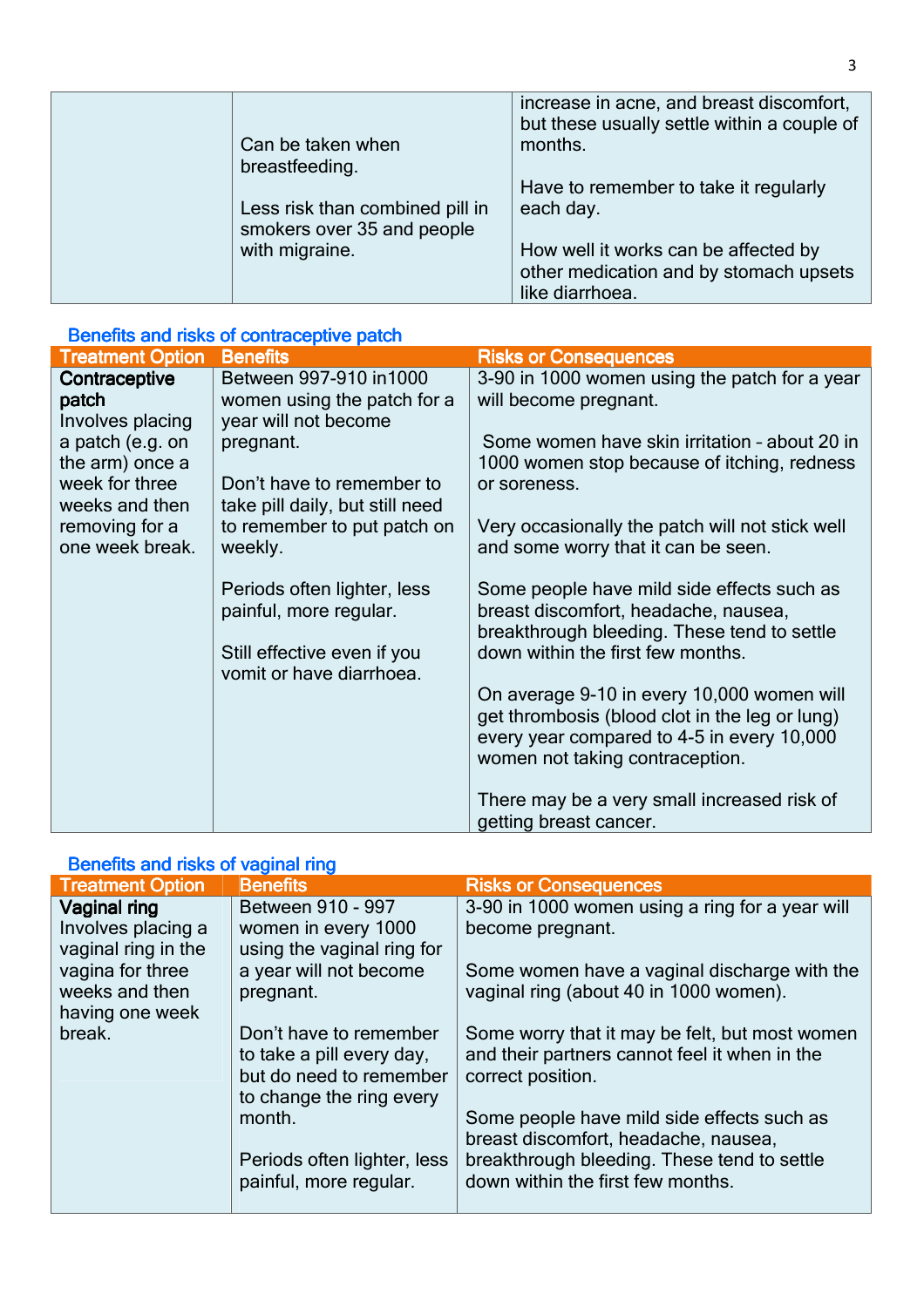| | | |
|---|---|---|
| | Can be taken when breastfeeding.<br><br>Less risk than combined pill in smokers over 35 and people with migraine. | increase in acne, and breast discomfort, but these usually settle within a couple of months.<br><br>Have to remember to take it regularly each day.<br><br>How well it works can be affected by other medication and by stomach upsets like diarrhoea. |

## Benefits and risks of contraceptive patch

| Treatment Option | Benefits | Risks or Consequences |
|---|---|---|
| **Contraceptive patch**<br>Involves placing a patch (e.g. on the arm) once a week for three weeks and then removing for a one week break. | Between 997-910 in1000 women using the patch for a year will not become pregnant.<br><br>Don't have to remember to take pill daily, but still need to remember to put patch on weekly.<br><br>Periods often lighter, less painful, more regular.<br><br>Still effective even if you vomit or have diarrhoea. | 3-90 in 1000 women using the patch for a year will become pregnant.<br><br>Some women have skin irritation – about 20 in 1000 women stop because of itching, redness or soreness.<br><br>Very occasionally the patch will not stick well and some worry that it can be seen.<br><br>Some people have mild side effects such as breast discomfort, headache, nausea, breakthrough bleeding. These tend to settle down within the first few months.<br><br>On average 9-10 in every 10,000 women will get thrombosis (blood clot in the leg or lung) every year compared to 4-5 in every 10,000 women not taking contraception.<br><br>There may be a very small increased risk of getting breast cancer. |

## Benefits and risks of vaginal ring

| Treatment Option | Benefits | Risks or Consequences |
|---|---|---|
| **Vaginal ring**<br>Involves placing a vaginal ring in the vagina for three weeks and then having one week break. | Between 910 - 997 women in every 1000 using the vaginal ring for a year will not become pregnant.<br><br>Don't have to remember to take a pill every day, but do need to remember to change the ring every month.<br><br>Periods often lighter, less painful, more regular. | 3-90 in 1000 women using a ring for a year will become pregnant.<br><br>Some women have a vaginal discharge with the vaginal ring (about 40 in 1000 women).<br><br>Some worry that it may be felt, but most women and their partners cannot feel it when in the correct position.<br><br>Some people have mild side effects such as breast discomfort, headache, nausea, breakthrough bleeding. These tend to settle down within the first few months. |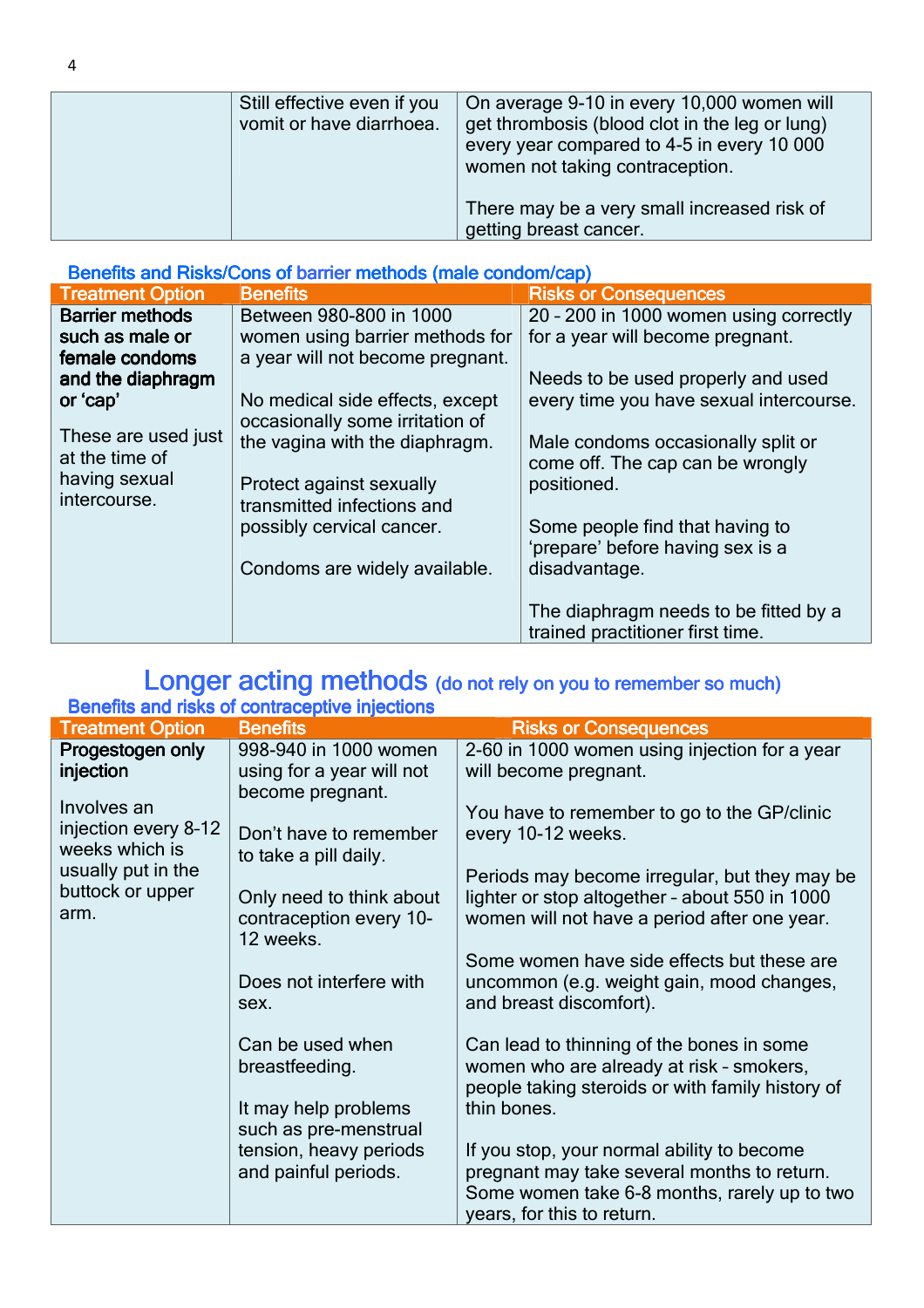| | | |
|---|---|---|
| | Still effective even if you vomit or have diarrhoea. | On average 9-10 in every 10,000 women will get thrombosis (blood clot in the leg or lung) every year compared to 4-5 in every 10 000 women not taking contraception.<br><br>There may be a very small increased risk of getting breast cancer. |

### Benefits and Risks/Cons of barrier methods (male condom/cap)

| Treatment Option | Benefits | Risks or Consequences |
|---|---|---|
| **Barrier methods such as male or female condoms and the diaphragm or 'cap'**<br><br>These are used just at the time of having sexual intercourse. | Between 980-800 in 1000 women using barrier methods for a year will not become pregnant.<br><br>No medical side effects, except occasionally some irritation of the vagina with the diaphragm.<br><br>Protect against sexually transmitted infections and possibly cervical cancer.<br><br>Condoms are widely available. | 20 – 200 in 1000 women using correctly for a year will become pregnant.<br><br>Needs to be used properly and used every time you have sexual intercourse.<br><br>Male condoms occasionally split or come off. The cap can be wrongly positioned.<br><br>Some people find that having to 'prepare' before having sex is a disadvantage.<br><br>The diaphragm needs to be fitted by a trained practitioner first time. |

## Longer acting methods (do not rely on you to remember so much)

### Benefits and risks of contraceptive injections

| Treatment Option | Benefits | Risks or Consequences |
|---|---|---|
| **Progestogen only injection**<br><br>Involves an injection every 8-12 weeks which is usually put in the buttock or upper arm. | 998-940 in 1000 women using for a year will not become pregnant.<br><br>Don't have to remember to take a pill daily.<br><br>Only need to think about contraception every 10-12 weeks.<br><br>Does not interfere with sex.<br><br>Can be used when breastfeeding.<br><br>It may help problems such as pre-menstrual tension, heavy periods and painful periods. | 2-60 in 1000 women using injection for a year will become pregnant.<br><br>You have to remember to go to the GP/clinic every 10-12 weeks.<br><br>Periods may become irregular, but they may be lighter or stop altogether – about 550 in 1000 women will not have a period after one year.<br><br>Some women have side effects but these are uncommon (e.g. weight gain, mood changes, and breast discomfort).<br><br>Can lead to thinning of the bones in some women who are already at risk – smokers, people taking steroids or with family history of thin bones.<br><br>If you stop, your normal ability to become pregnant may take several months to return. Some women take 6-8 months, rarely up to two years, for this to return. |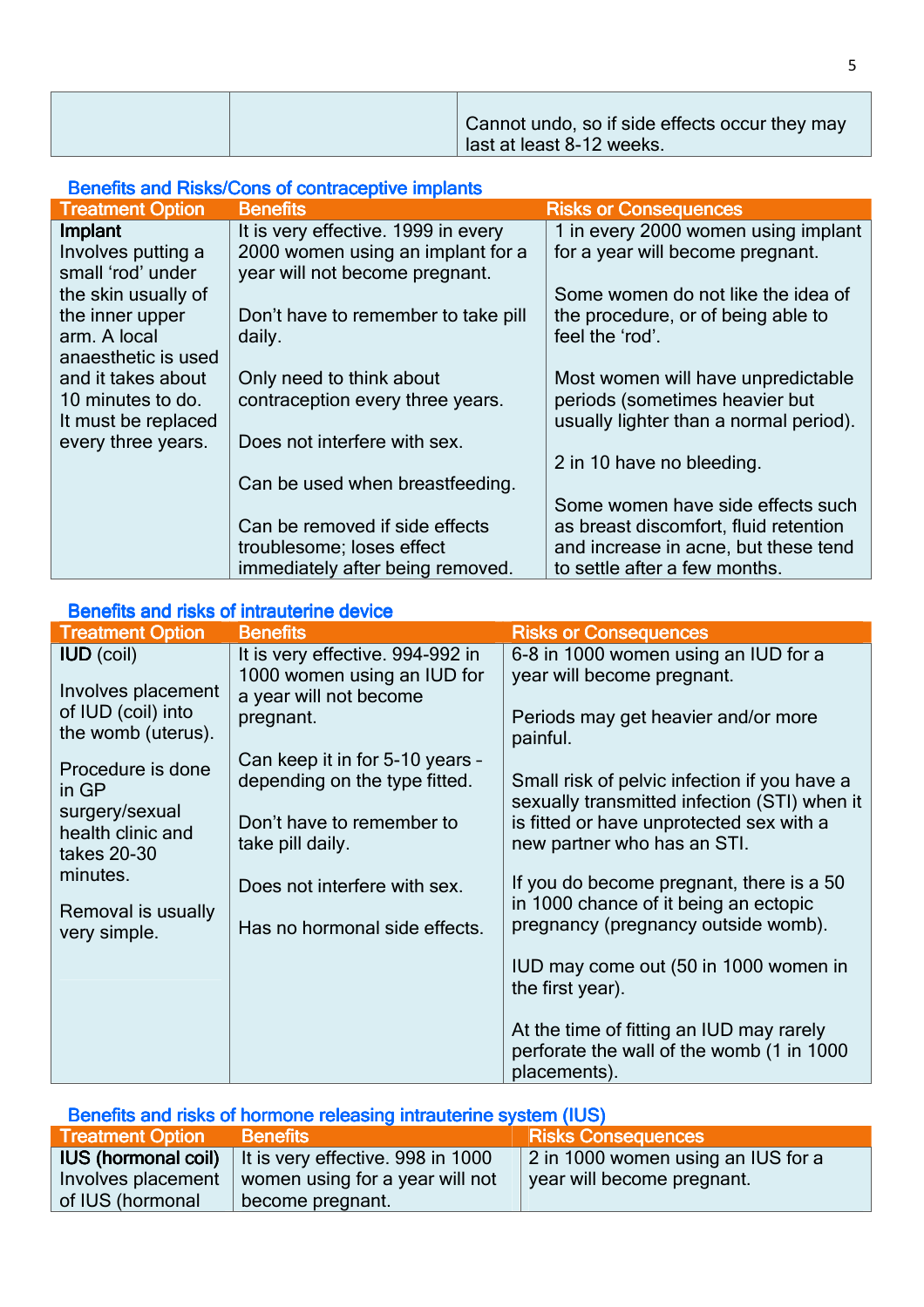|  |  | Cannot undo, so if side effects occur they may last at least 8-12 weeks. |
|---|---|---|

## Benefits and Risks/Cons of contraceptive implants

| Treatment Option | Benefits | Risks or Consequences |
|---|---|---|
| **Implant**<br>Involves putting a small 'rod' under the skin usually of the inner upper arm. A local anaesthetic is used and it takes about 10 minutes to do. It must be replaced every three years. | It is very effective. 1999 in every 2000 women using an implant for a year will not become pregnant.<br><br>Don't have to remember to take pill daily.<br><br>Only need to think about contraception every three years.<br><br>Does not interfere with sex.<br><br>Can be used when breastfeeding.<br><br>Can be removed if side effects troublesome; loses effect immediately after being removed. | 1 in every 2000 women using implant for a year will become pregnant.<br><br>Some women do not like the idea of the procedure, or of being able to feel the 'rod'.<br><br>Most women will have unpredictable periods (sometimes heavier but usually lighter than a normal period).<br><br>2 in 10 have no bleeding.<br><br>Some women have side effects such as breast discomfort, fluid retention and increase in acne, but these tend to settle after a few months. |

## Benefits and risks of intrauterine device

| Treatment Option | Benefits | Risks or Consequences |
|---|---|---|
| **IUD** (coil)<br><br>Involves placement of IUD (coil) into the womb (uterus).<br><br>Procedure is done in GP surgery/sexual health clinic and takes 20-30 minutes.<br><br>Removal is usually very simple. | It is very effective. 994-992 in 1000 women using an IUD for a year will not become pregnant.<br><br>Can keep it in for 5-10 years - depending on the type fitted.<br><br>Don't have to remember to take pill daily.<br><br>Does not interfere with sex.<br><br>Has no hormonal side effects. | 6-8 in 1000 women using an IUD for a year will become pregnant.<br><br>Periods may get heavier and/or more painful.<br><br>Small risk of pelvic infection if you have a sexually transmitted infection (STI) when it is fitted or have unprotected sex with a new partner who has an STI.<br><br>If you do become pregnant, there is a 50 in 1000 chance of it being an ectopic pregnancy (pregnancy outside womb).<br><br>IUD may come out (50 in 1000 women in the first year).<br><br>At the time of fitting an IUD may rarely perforate the wall of the womb (1 in 1000 placements). |

## Benefits and risks of hormone releasing intrauterine system (IUS)

| Treatment Option | Benefits | Risks Consequences |
|---|---|---|
| **IUS (hormonal coil)**<br>Involves placement of IUS (hormonal | It is very effective. 998 in 1000 women using for a year will not become pregnant. | 2 in 1000 women using an IUS for a year will become pregnant. |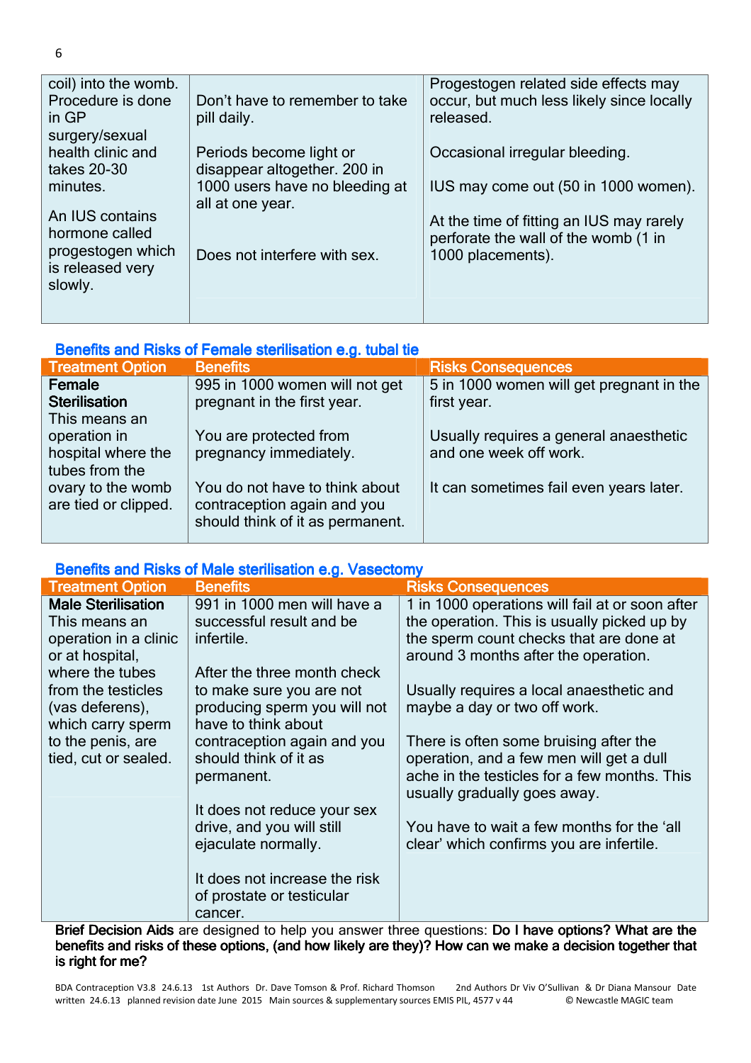| | | |
|---|---|---|
| coil) into the womb. Procedure is done in GP surgery/sexual health clinic and takes 20-30 minutes.<br><br>An IUS contains hormone called progestogen which is released very slowly. | Don't have to remember to take pill daily.<br><br>Periods become light or disappear altogether. 200 in 1000 users have no bleeding at all at one year.<br><br>Does not interfere with sex. | Progestogen related side effects may occur, but much less likely since locally released.<br><br>Occasional irregular bleeding.<br><br>IUS may come out (50 in 1000 women).<br><br>At the time of fitting an IUS may rarely perforate the wall of the womb (1 in 1000 placements). |

## Benefits and Risks of Female sterilisation e.g. tubal tie

| Treatment Option | Benefits | Risks Consequences |
|---|---|---|
| **Female Sterilisation**<br>This means an operation in hospital where the tubes from the ovary to the womb are tied or clipped. | 995 in 1000 women will not get pregnant in the first year.<br><br>You are protected from pregnancy immediately.<br><br>You do not have to think about contraception again and you should think of it as permanent. | 5 in 1000 women will get pregnant in the first year.<br><br>Usually requires a general anaesthetic and one week off work.<br><br>It can sometimes fail even years later. |

## Benefits and Risks of Male sterilisation e.g. Vasectomy

| Treatment Option | Benefits | Risks Consequences |
|---|---|---|
| **Male Sterilisation**<br>This means an operation in a clinic or at hospital, where the tubes from the testicles (vas deferens), which carry sperm to the penis, are tied, cut or sealed. | 991 in 1000 men will have a successful result and be infertile.<br><br>After the three month check to make sure you are not producing sperm you will not have to think about contraception again and you should think of it as permanent.<br><br>It does not reduce your sex drive, and you will still ejaculate normally.<br><br>It does not increase the risk of prostate or testicular cancer. | 1 in 1000 operations will fail at or soon after the operation. This is usually picked up by the sperm count checks that are done at around 3 months after the operation.<br><br>Usually requires a local anaesthetic and maybe a day or two off work.<br><br>There is often some bruising after the operation, and a few men will get a dull ache in the testicles for a few months. This usually gradually goes away.<br><br>You have to wait a few months for the 'all clear' which confirms you are infertile. |

**Brief Decision Aids** are designed to help you answer three questions: **Do I have options? What are the benefits and risks of these options, (and how likely are they)? How can we make a decision together that is right for me?**

BDA Contraception V3.8 24.6.13 1st Authors Dr. Dave Tomson & Prof. Richard Thomson 2nd Authors Dr Viv O'Sullivan & Dr Diana Mansour Date written 24.6.13 planned revision date June 2015 Main sources & supplementary sources EMIS PIL, 4577 v 44 © Newcastle MAGIC team